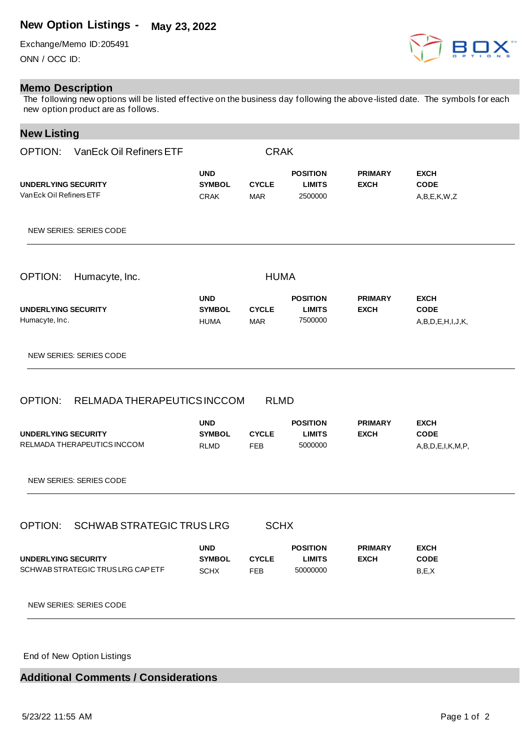# New Option Listings - May 23, 2022

Exchange/Memo ID:205491

ONN / OCC ID:

## Memo Description

The following new options will be listed effective on the business day following the above-listed date. The symbols for each new option product are as follows.

## New Listing

OPTION: VanEck Oil Refiners ETF CRAK

| UNDERLYING SECURITY | UND SYMBOL | CYCLE | POSITION LIMITS | PRIMARY EXCH | EXCH CODE |
|---|---|---|---|---|---|
| VanEck Oil Refiners ETF | CRAK | MAR | 2500000 | | A,B,E,K,W,Z |

NEW SERIES: SERIES CODE

---

OPTION: Humacyte, Inc. HUMA

| UNDERLYING SECURITY | UND SYMBOL | CYCLE | POSITION LIMITS | PRIMARY EXCH | EXCH CODE |
|---|---|---|---|---|---|
| Humacyte, Inc. | HUMA | MAR | 7500000 | | A,B,D,E,H,I,J,K, |

NEW SERIES: SERIES CODE

---

OPTION: RELMADA THERAPEUTICS INCCOM RLMD

| UNDERLYING SECURITY | UND SYMBOL | CYCLE | POSITION LIMITS | PRIMARY EXCH | EXCH CODE |
|---|---|---|---|---|---|
| RELMADA THERAPEUTICS INCCOM | RLMD | FEB | 5000000 | | A,B,D,E,I,K,M,P, |

NEW SERIES: SERIES CODE

---

OPTION: SCHWAB STRATEGIC TRUS LRG SCHX

| UNDERLYING SECURITY | UND SYMBOL | CYCLE | POSITION LIMITS | PRIMARY EXCH | EXCH CODE |
|---|---|---|---|---|---|
| SCHWAB STRATEGIC TRUS LRG CAP ETF | SCHX | FEB | 50000000 | | B,E,X |

NEW SERIES: SERIES CODE

---

End of New Option Listings

## Additional Comments / Considerations

5/23/22 11:55 AM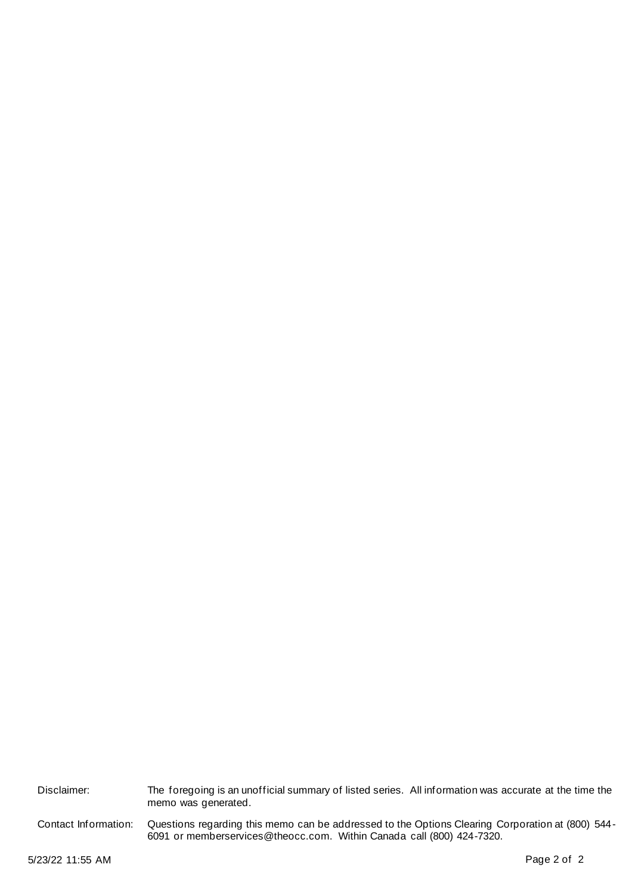| | |
| --- | --- |
| Disclaimer: | The foregoing is an unofficial summary of listed series. All information was accurate at the time the memo was generated. |
| Contact Information: | Questions regarding this memo can be addressed to the Options Clearing Corporation at (800) 544-6091 or memberservices@theocc.com. Within Canada call (800) 424-7320. |

5/23/22 11:55 AM